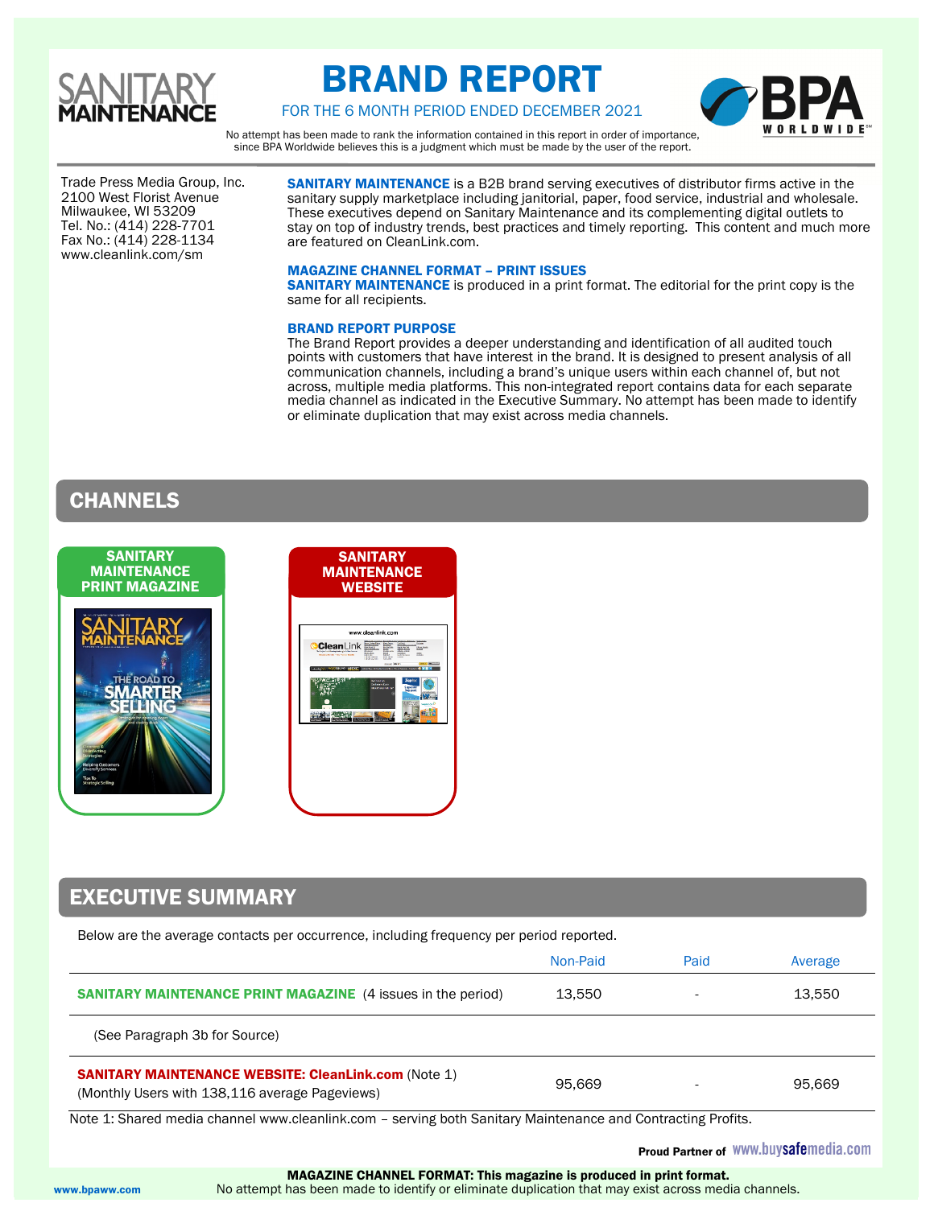SANITARY MAINTENANCE

# BRAND REPORT

FOR THE 6 MONTH PERIOD ENDED DECEMBER 2021

No attempt has been made to rank the information contained in this report in order of importance, since BPA Worldwide believes this is a judgment which must be made by the user of the report.

BPA WORLDWIDE

Trade Press Media Group, Inc.
2100 West Florist Avenue
Milwaukee, WI 53209
Tel. No.: (414) 228-7701
Fax No.: (414) 228-1134
www.cleanlink.com/sm

**SANITARY MAINTENANCE** is a B2B brand serving executives of distributor firms active in the sanitary supply marketplace including janitorial, paper, food service, industrial and wholesale. These executives depend on Sanitary Maintenance and its complementing digital outlets to stay on top of industry trends, best practices and timely reporting. This content and much more are featured on CleanLink.com.

### MAGAZINE CHANNEL FORMAT – PRINT ISSUES

**SANITARY MAINTENANCE** is produced in a print format. The editorial for the print copy is the same for all recipients.

### BRAND REPORT PURPOSE

The Brand Report provides a deeper understanding and identification of all audited touch points with customers that have interest in the brand. It is designed to present analysis of all communication channels, including a brand's unique users within each channel of, but not across, multiple media platforms. This non-integrated report contains data for each separate media channel as indicated in the Executive Summary. No attempt has been made to identify or eliminate duplication that may exist across media channels.

## CHANNELS

**SANITARY MAINTENANCE PRINT MAGAZINE**

**SANITARY MAINTENANCE WEBSITE**

## EXECUTIVE SUMMARY

Below are the average contacts per occurrence, including frequency per period reported.

| | Non-Paid | Paid | Average |
|---|---|---|---|
| **SANITARY MAINTENANCE PRINT MAGAZINE** (4 issues in the period) | 13,550 | - | 13,550 |
| (See Paragraph 3b for Source) | | | |
| **SANITARY MAINTENANCE WEBSITE: CleanLink.com** (Note 1) (Monthly Users with 138,116 average Pageviews) | 95,669 | - | 95,669 |

Note 1: Shared media channel www.cleanlink.com – serving both Sanitary Maintenance and Contracting Profits.

**Proud Partner of** www.buysafemedia.com

**MAGAZINE CHANNEL FORMAT: This magazine is produced in print format.**
No attempt has been made to identify or eliminate duplication that may exist across media channels.

www.bpaww.com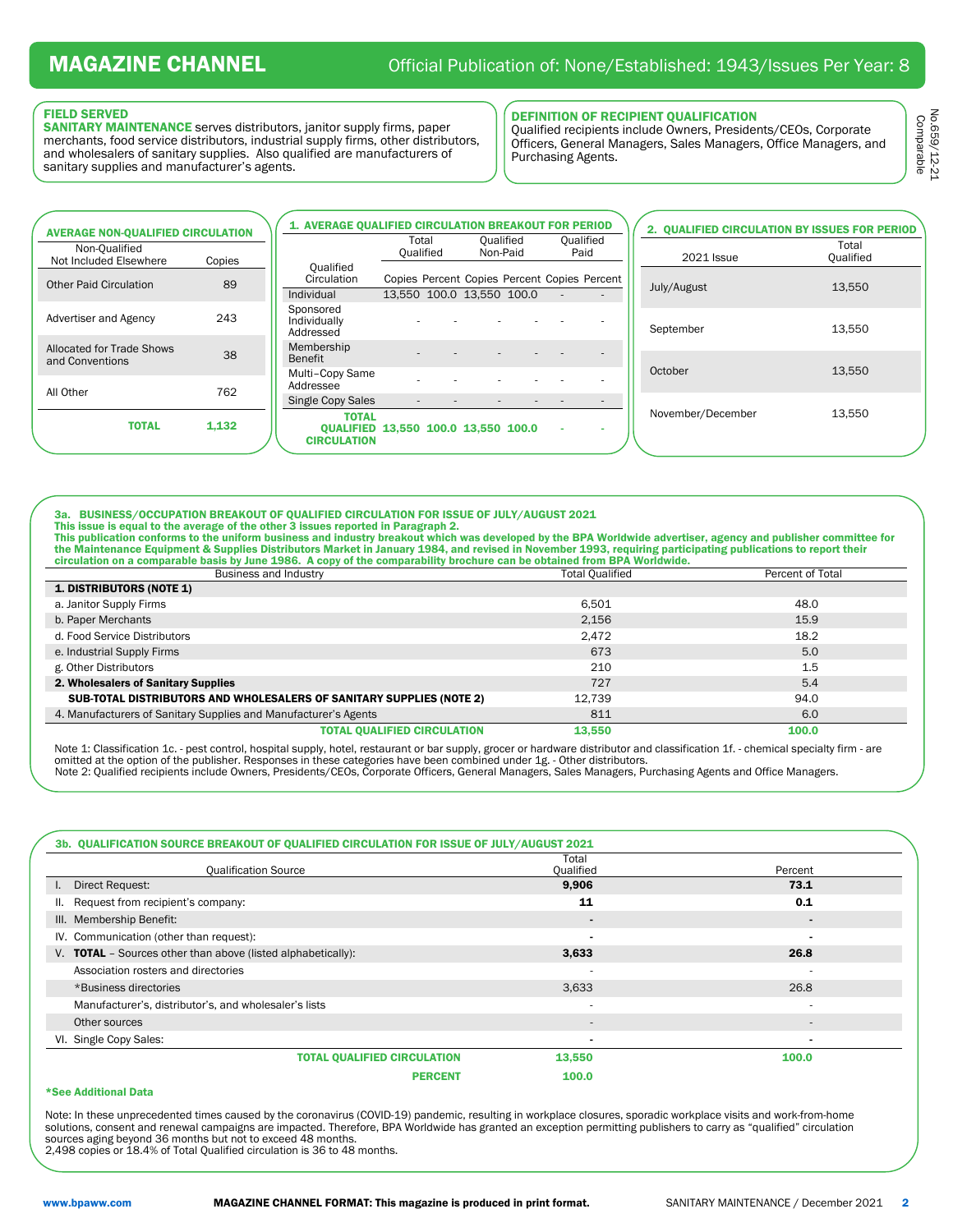# MAGAZINE CHANNEL

Official Publication of: None/Established: 1943/Issues Per Year: 8

No.659/12-21 Comparable

### FIELD SERVED

**SANITARY MAINTENANCE** serves distributors, janitor supply firms, paper merchants, food service distributors, industrial supply firms, other distributors, and wholesalers of sanitary supplies. Also qualified are manufacturers of sanitary supplies and manufacturer's agents.

### DEFINITION OF RECIPIENT QUALIFICATION

Qualified recipients include Owners, Presidents/CEOs, Corporate Officers, General Managers, Sales Managers, Office Managers, and Purchasing Agents.

### AVERAGE NON-QUALIFIED CIRCULATION

| Non-Qualified Not Included Elsewhere | Copies |
|---|---|
| Other Paid Circulation | 89 |
| Advertiser and Agency | 243 |
| Allocated for Trade Shows and Conventions | 38 |
| All Other | 762 |
| **TOTAL** | **1,132** |

### 1. AVERAGE QUALIFIED CIRCULATION BREAKOUT FOR PERIOD

| Qualified Circulation | Total Qualified | | Qualified Non-Paid | | Qualified Paid | |
|---|---|---|---|---|---|---|
| | Copies | Percent | Copies | Percent | Copies | Percent |
| Individual | 13,550 | 100.0 | 13,550 | 100.0 | - | - |
| Sponsored Individually Addressed | - | - | - | - | - | - |
| Membership Benefit | - | - | - | - | - | - |
| Multi-Copy Same Addressee | - | - | - | - | - | - |
| Single Copy Sales | - | - | - | - | - | - |
| **TOTAL QUALIFIED CIRCULATION** | **13,550** | **100.0** | **13,550** | **100.0** | - | - |

### 2. QUALIFIED CIRCULATION BY ISSUES FOR PERIOD

| 2021 Issue | Total Qualified |
|---|---|
| July/August | 13,550 |
| September | 13,550 |
| October | 13,550 |
| November/December | 13,550 |

### 3a. BUSINESS/OCCUPATION BREAKOUT OF QUALIFIED CIRCULATION FOR ISSUE OF JULY/AUGUST 2021

**This issue is equal to the average of the other 3 issues reported in Paragraph 2.**
**This publication conforms to the uniform business and industry breakout which was developed by the BPA Worldwide advertiser, agency and publisher committee for the Maintenance Equipment & Supplies Distributors Market in January 1984, and revised in November 1993, requiring participating publications to report their circulation on a comparable basis by June 1986. A copy of the comparability brochure can be obtained from BPA Worldwide.**

| Business and Industry | Total Qualified | Percent of Total |
|---|---|---|
| **1. DISTRIBUTORS (NOTE 1)** | | |
| a. Janitor Supply Firms | 6,501 | 48.0 |
| b. Paper Merchants | 2,156 | 15.9 |
| d. Food Service Distributors | 2,472 | 18.2 |
| e. Industrial Supply Firms | 673 | 5.0 |
| g. Other Distributors | 210 | 1.5 |
| **2. Wholesalers of Sanitary Supplies** | 727 | 5.4 |
| **SUB-TOTAL DISTRIBUTORS AND WHOLESALERS OF SANITARY SUPPLIES (NOTE 2)** | 12,739 | 94.0 |
| 4. Manufacturers of Sanitary Supplies and Manufacturer's Agents | 811 | 6.0 |
| **TOTAL QUALIFIED CIRCULATION** | **13,550** | **100.0** |

Note 1: Classification 1c. - pest control, hospital supply, hotel, restaurant or bar supply, grocer or hardware distributor and classification 1f. - chemical specialty firm - are omitted at the option of the publisher. Responses in these categories have been combined under 1g. - Other distributors.
Note 2: Qualified recipients include Owners, Presidents/CEOs, Corporate Officers, General Managers, Sales Managers, Purchasing Agents and Office Managers.

### 3b. QUALIFICATION SOURCE BREAKOUT OF QUALIFIED CIRCULATION FOR ISSUE OF JULY/AUGUST 2021

| Qualification Source | Total Qualified | Percent |
|---|---|---|
| I. Direct Request: | **9,906** | **73.1** |
| II. Request from recipient's company: | **11** | **0.1** |
| III. Membership Benefit: | - | - |
| IV. Communication (other than request): | - | - |
| V. **TOTAL** – Sources other than above (listed alphabetically): | **3,633** | **26.8** |
| Association rosters and directories | - | - |
| *Business directories | 3,633 | 26.8 |
| Manufacturer's, distributor's, and wholesaler's lists | - | - |
| Other sources | - | - |
| VI. Single Copy Sales: | - | - |
| **TOTAL QUALIFIED CIRCULATION** | **13,550** | **100.0** |
| **PERCENT** | **100.0** | |

***See Additional Data**

Note: In these unprecedented times caused by the coronavirus (COVID-19) pandemic, resulting in workplace closures, sporadic workplace visits and work-from-home solutions, consent and renewal campaigns are impacted. Therefore, BPA Worldwide has granted an exception permitting publishers to carry as "qualified" circulation sources aging beyond 36 months but not to exceed 48 months.
2,498 copies or 18.4% of Total Qualified circulation is 36 to 48 months.

**MAGAZINE CHANNEL FORMAT: This magazine is produced in print format.**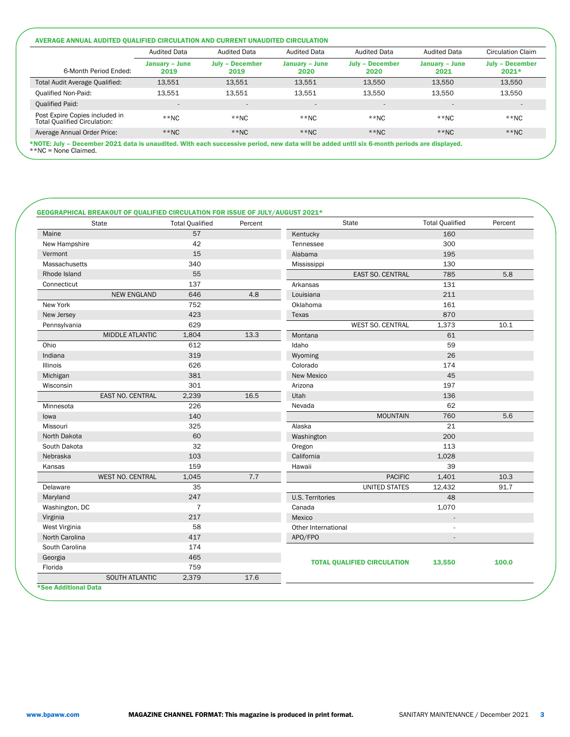## AVERAGE ANNUAL AUDITED QUALIFIED CIRCULATION AND CURRENT UNAUDITED CIRCULATION

| | Audited Data | Audited Data | Audited Data | Audited Data | Audited Data | Circulation Claim |
|---|---|---|---|---|---|---|
| 6-Month Period Ended: | **January – June 2019** | **July – December 2019** | **January – June 2020** | **July – December 2020** | **January – June 2021** | **July – December 2021*** |
| Total Audit Average Qualified: | 13,551 | 13,551 | 13,551 | 13,550 | 13,550 | 13,550 |
| Qualified Non-Paid: | 13,551 | 13,551 | 13,551 | 13,550 | 13,550 | 13,550 |
| Qualified Paid: | - | - | - | - | - | - |
| Post Expire Copies included in Total Qualified Circulation: | **NC | **NC | **NC | **NC | **NC | **NC |
| Average Annual Order Price: | **NC | **NC | **NC | **NC | **NC | **NC |

***NOTE: July – December 2021 data is unaudited. With each successive period, new data will be added until six 6-month periods are displayed.**
**NC = None Claimed.

## GEOGRAPHICAL BREAKOUT OF QUALIFIED CIRCULATION FOR ISSUE OF JULY/AUGUST 2021*

| State | Total Qualified | Percent |
|---|---|---|
| Maine | 57 | |
| New Hampshire | 42 | |
| Vermont | 15 | |
| Massachusetts | 340 | |
| Rhode Island | 55 | |
| Connecticut | 137 | |
| NEW ENGLAND | 646 | 4.8 |
| New York | 752 | |
| New Jersey | 423 | |
| Pennsylvania | 629 | |
| MIDDLE ATLANTIC | 1,804 | 13.3 |
| Ohio | 612 | |
| Indiana | 319 | |
| Illinois | 626 | |
| Michigan | 381 | |
| Wisconsin | 301 | |
| EAST NO. CENTRAL | 2,239 | 16.5 |
| Minnesota | 226 | |
| Iowa | 140 | |
| Missouri | 325 | |
| North Dakota | 60 | |
| South Dakota | 32 | |
| Nebraska | 103 | |
| Kansas | 159 | |
| WEST NO. CENTRAL | 1,045 | 7.7 |
| Delaware | 35 | |
| Maryland | 247 | |
| Washington, DC | 7 | |
| Virginia | 217 | |
| West Virginia | 58 | |
| North Carolina | 417 | |
| South Carolina | 174 | |
| Georgia | 465 | |
| Florida | 759 | |
| SOUTH ATLANTIC | 2,379 | 17.6 |
| Kentucky | 160 | |
| Tennessee | 300 | |
| Alabama | 195 | |
| Mississippi | 130 | |
| EAST SO. CENTRAL | 785 | 5.8 |
| Arkansas | 131 | |
| Louisiana | 211 | |
| Oklahoma | 161 | |
| Texas | 870 | |
| WEST SO. CENTRAL | 1,373 | 10.1 |
| Montana | 61 | |
| Idaho | 59 | |
| Wyoming | 26 | |
| Colorado | 174 | |
| New Mexico | 45 | |
| Arizona | 197 | |
| Utah | 136 | |
| Nevada | 62 | |
| MOUNTAIN | 760 | 5.6 |
| Alaska | 21 | |
| Washington | 200 | |
| Oregon | 113 | |
| California | 1,028 | |
| Hawaii | 39 | |
| PACIFIC | 1,401 | 10.3 |
| UNITED STATES | 12,432 | 91.7 |
| U.S. Territories | 48 | |
| Canada | 1,070 | |
| Mexico | - | |
| Other International | - | |
| APO/FPO | - | |
| **TOTAL QUALIFIED CIRCULATION** | **13,550** | **100.0** |

***See Additional Data**

**MAGAZINE CHANNEL FORMAT: This magazine is produced in print format.**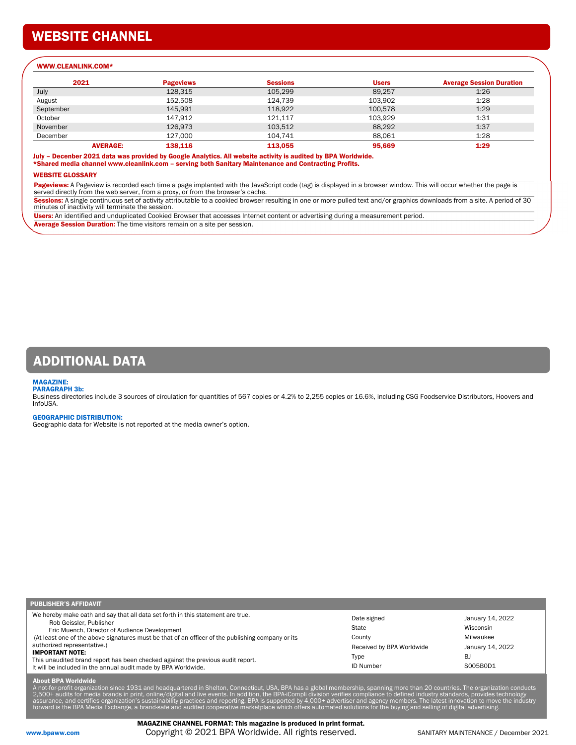## WEBSITE CHANNEL

**WWW.CLEANLINK.COM***

| 2021 | Pageviews | Sessions | Users | Average Session Duration |
|---|---|---|---|---|
| July | 128,315 | 105,299 | 89,257 | 1:26 |
| August | 152,508 | 124,739 | 103,902 | 1:28 |
| September | 145,991 | 118,922 | 100,578 | 1:29 |
| October | 147,912 | 121,117 | 103,929 | 1:31 |
| November | 126,973 | 103,512 | 88,292 | 1:37 |
| December | 127,000 | 104,741 | 88,061 | 1:28 |
| **AVERAGE:** | **138,116** | **113,055** | **95,669** | **1:29** |

**July – December 2021 data was provided by Google Analytics. All website activity is audited by BPA Worldwide.**
***Shared media channel www.cleanlink.com – serving both Sanitary Maintenance and Contracting Profits.**

**WEBSITE GLOSSARY**

**Pageviews:** A Pageview is recorded each time a page implanted with the JavaScript code (tag) is displayed in a browser window. This will occur whether the page is served directly from the web server, from a proxy, or from the browser's cache.

**Sessions:** A single continuous set of activity attributable to a cookied browser resulting in one or more pulled text and/or graphics downloads from a site. A period of 30 minutes of inactivity will terminate the session.

**Users:** An identified and unduplicated Cookied Browser that accesses Internet content or advertising during a measurement period.

**Average Session Duration:** The time visitors remain on a site per session.

## ADDITIONAL DATA

**MAGAZINE:**
**PARAGRAPH 3b:**
Business directories include 3 sources of circulation for quantities of 567 copies or 4.2% to 2,255 copies or 16.6%, including CSG Foodservice Distributors, Hoovers and InfoUSA.

**GEOGRAPHIC DISTRIBUTION:**
Geographic data for Website is not reported at the media owner's option.

**PUBLISHER'S AFFIDAVIT**

We hereby make oath and say that all data set forth in this statement are true.
Rob Geissler, Publisher
Eric Muench, Director of Audience Development
(At least one of the above signatures must be that of an officer of the publishing company or its authorized representative.)
**IMPORTANT NOTE:**
This unaudited brand report has been checked against the previous audit report.
It will be included in the annual audit made by BPA Worldwide.

| | |
|---|---|
| Date signed | January 14, 2022 |
| State | Wisconsin |
| County | Milwaukee |
| Received by BPA Worldwide | January 14, 2022 |
| Type | BJ |
| ID Number | S005B0D1 |

**About BPA Worldwide**
A not-for-profit organization since 1931 and headquartered in Shelton, Connecticut, USA, BPA has a global membership, spanning more than 20 countries. The organization conducts 2,500+ audits for media brands in print, online/digital and live events. In addition, the BPA-iCompli division verifies compliance to defined industry standards, provides technology assurance, and certifies organization's sustainability practices and reporting. BPA is supported by 4,000+ advertiser and agency members. The latest innovation to move the industry forward is the BPA Media Exchange, a brand-safe and audited cooperative marketplace which offers automated solutions for the buying and selling of digital advertising.

**MAGAZINE CHANNEL FORMAT: This magazine is produced in print format.**